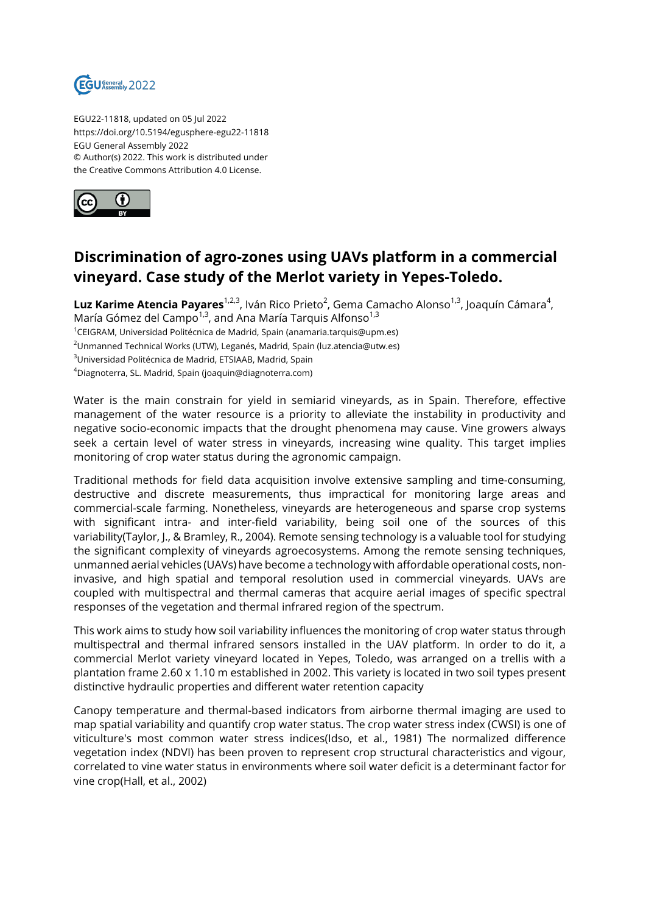EGU22-11818, updated on 05 Jul 2022
https://doi.org/10.5194/egusphere-egu22-11818
EGU General Assembly 2022
© Author(s) 2022. This work is distributed under
the Creative Commons Attribution 4.0 License.

# Discrimination of agro-zones using UAVs platform in a commercial vineyard. Case study of the Merlot variety in Yepes-Toledo.

**Luz Karime Atencia Payares**[1,2,3], Iván Rico Prieto[2], Gema Camacho Alonso[1,3], Joaquín Cámara[4], María Gómez del Campo[1,3], and Ana María Tarquis Alfonso[1,3]

[1]CEIGRAM, Universidad Politécnica de Madrid, Spain (anamaria.tarquis@upm.es)
[2]Unmanned Technical Works (UTW), Leganés, Madrid, Spain (luz.atencia@utw.es)
[3]Universidad Politécnica de Madrid, ETSIAAB, Madrid, Spain
[4]Diagnoterra, SL. Madrid, Spain (joaquin@diagnoterra.com)

Water is the main constrain for yield in semiarid vineyards, as in Spain. Therefore, effective management of the water resource is a priority to alleviate the instability in productivity and negative socio-economic impacts that the drought phenomena may cause. Vine growers always seek a certain level of water stress in vineyards, increasing wine quality. This target implies monitoring of crop water status during the agronomic campaign.

Traditional methods for field data acquisition involve extensive sampling and time-consuming, destructive and discrete measurements, thus impractical for monitoring large areas and commercial-scale farming. Nonetheless, vineyards are heterogeneous and sparse crop systems with significant intra- and inter-field variability, being soil one of the sources of this variability(Taylor, J., & Bramley, R., 2004). Remote sensing technology is a valuable tool for studying the significant complexity of vineyards agroecosystems. Among the remote sensing techniques, unmanned aerial vehicles (UAVs) have become a technology with affordable operational costs, non-invasive, and high spatial and temporal resolution used in commercial vineyards. UAVs are coupled with multispectral and thermal cameras that acquire aerial images of specific spectral responses of the vegetation and thermal infrared region of the spectrum.

This work aims to study how soil variability influences the monitoring of crop water status through multispectral and thermal infrared sensors installed in the UAV platform. In order to do it, a commercial Merlot variety vineyard located in Yepes, Toledo, was arranged on a trellis with a plantation frame 2.60 x 1.10 m established in 2002. This variety is located in two soil types present distinctive hydraulic properties and different water retention capacity

Canopy temperature and thermal-based indicators from airborne thermal imaging are used to map spatial variability and quantify crop water status. The crop water stress index (CWSI) is one of viticulture's most common water stress indices(Idso, et al., 1981) The normalized difference vegetation index (NDVI) has been proven to represent crop structural characteristics and vigour, correlated to vine water status in environments where soil water deficit is a determinant factor for vine crop(Hall, et al., 2002)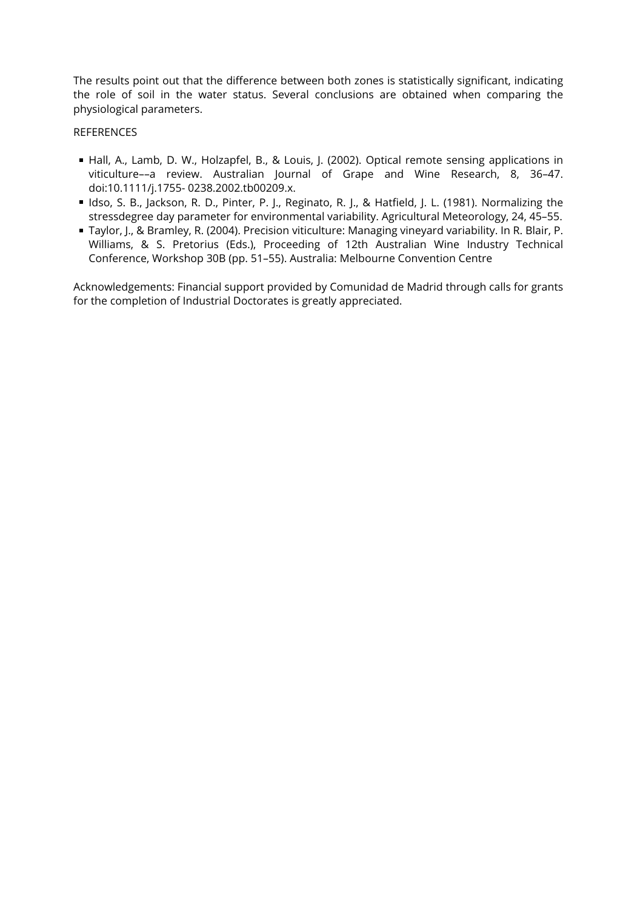The results point out that the difference between both zones is statistically significant, indicating the role of soil in the water status. Several conclusions are obtained when comparing the physiological parameters.

REFERENCES

- Hall, A., Lamb, D. W., Holzapfel, B., & Louis, J. (2002). Optical remote sensing applications in viticulture––a review. Australian Journal of Grape and Wine Research, 8, 36–47. doi:10.1111/j.1755- 0238.2002.tb00209.x.
- Idso, S. B., Jackson, R. D., Pinter, P. J., Reginato, R. J., & Hatfield, J. L. (1981). Normalizing the stressdegree day parameter for environmental variability. Agricultural Meteorology, 24, 45–55.
- Taylor, J., & Bramley, R. (2004). Precision viticulture: Managing vineyard variability. In R. Blair, P. Williams, & S. Pretorius (Eds.), Proceeding of 12th Australian Wine Industry Technical Conference, Workshop 30B (pp. 51–55). Australia: Melbourne Convention Centre

Acknowledgements: Financial support provided by Comunidad de Madrid through calls for grants for the completion of Industrial Doctorates is greatly appreciated.